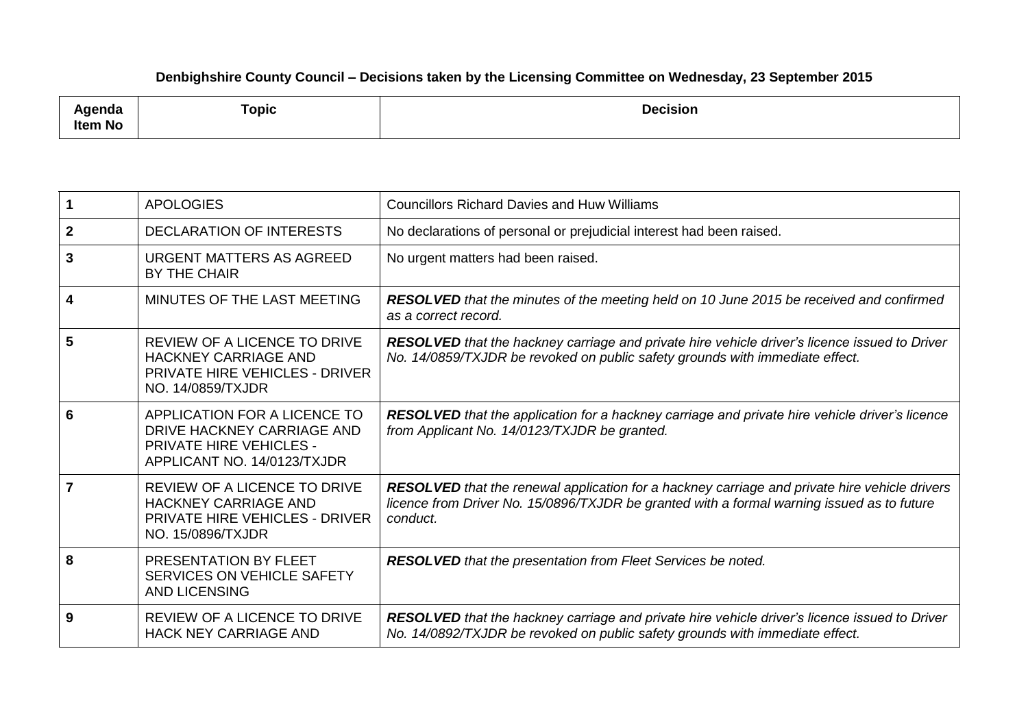**Denbighshire County Council – Decisions taken by the Licensing Committee on Wednesday, 23 September 2015**

| Agenda Item No | Topic | Decision |
|---|---|---|
| **1** | APOLOGIES | Councillors Richard Davies and Huw Williams |
| **2** | DECLARATION OF INTERESTS | No declarations of personal or prejudicial interest had been raised. |
| **3** | URGENT MATTERS AS AGREED BY THE CHAIR | No urgent matters had been raised. |
| **4** | MINUTES OF THE LAST MEETING | ***RESOLVED*** *that the minutes of the meeting held on 10 June 2015 be received and confirmed as a correct record.* |
| **5** | REVIEW OF A LICENCE TO DRIVE HACKNEY CARRIAGE AND PRIVATE HIRE VEHICLES - DRIVER NO. 14/0859/TXJDR | ***RESOLVED*** *that the hackney carriage and private hire vehicle driver's licence issued to Driver No. 14/0859/TXJDR be revoked on public safety grounds with immediate effect.* |
| **6** | APPLICATION FOR A LICENCE TO DRIVE HACKNEY CARRIAGE AND PRIVATE HIRE VEHICLES - APPLICANT NO. 14/0123/TXJDR | ***RESOLVED*** *that the application for a hackney carriage and private hire vehicle driver's licence from Applicant No. 14/0123/TXJDR be granted.* |
| **7** | REVIEW OF A LICENCE TO DRIVE HACKNEY CARRIAGE AND PRIVATE HIRE VEHICLES - DRIVER NO. 15/0896/TXJDR | ***RESOLVED*** *that the renewal application for a hackney carriage and private hire vehicle drivers licence from Driver No. 15/0896/TXJDR be granted with a formal warning issued as to future conduct.* |
| **8** | PRESENTATION BY FLEET SERVICES ON VEHICLE SAFETY AND LICENSING | ***RESOLVED*** *that the presentation from Fleet Services be noted.* |
| **9** | REVIEW OF A LICENCE TO DRIVE HACK NEY CARRIAGE AND | ***RESOLVED*** *that the hackney carriage and private hire vehicle driver's licence issued to Driver No. 14/0892/TXJDR be revoked on public safety grounds with immediate effect.* |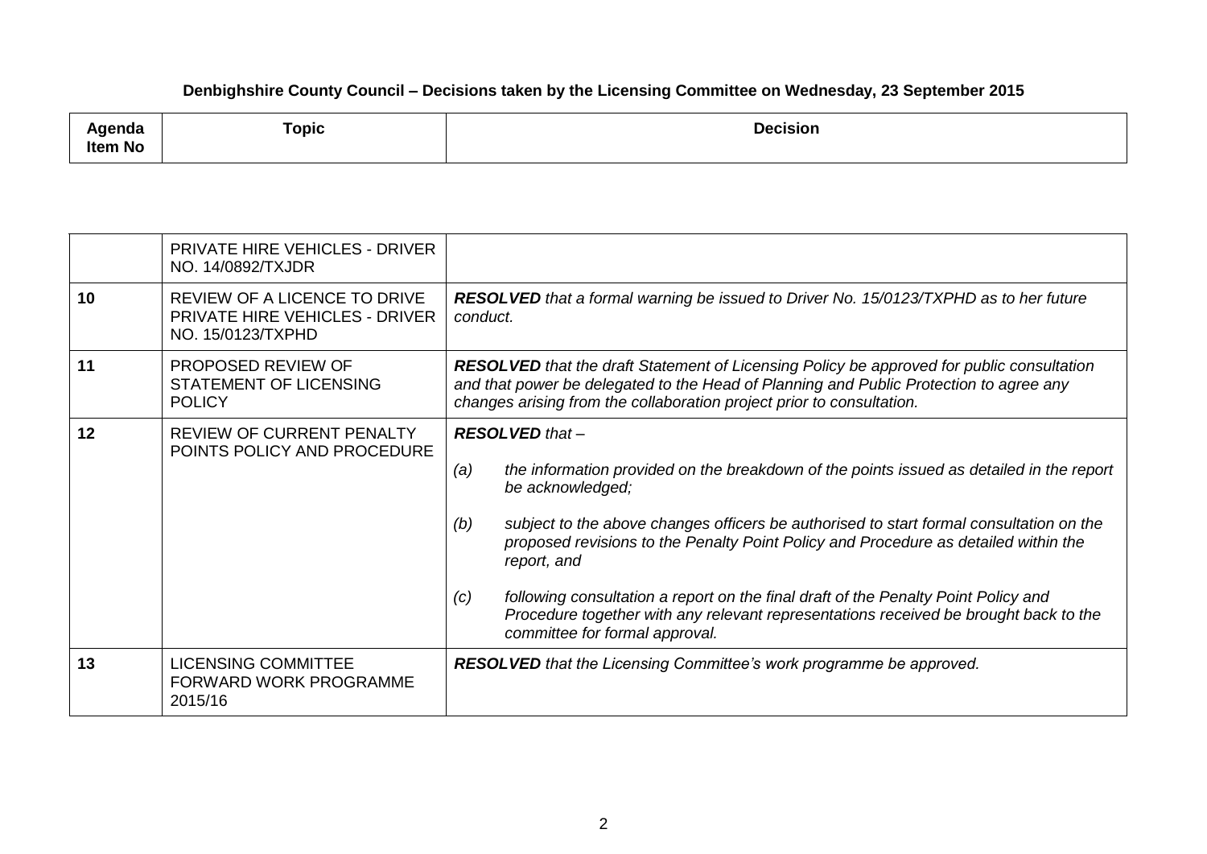**Denbighshire County Council – Decisions taken by the Licensing Committee on Wednesday, 23 September 2015**

| Agenda Item No | Topic | Decision |
|---|---|---|
| | PRIVATE HIRE VEHICLES - DRIVER NO. 14/0892/TXJDR | |
| 10 | REVIEW OF A LICENCE TO DRIVE PRIVATE HIRE VEHICLES - DRIVER NO. 15/0123/TXPHD | ***RESOLVED*** *that a formal warning be issued to Driver No. 15/0123/TXPHD as to her future conduct.* |
| 11 | PROPOSED REVIEW OF STATEMENT OF LICENSING POLICY | ***RESOLVED*** *that the draft Statement of Licensing Policy be approved for public consultation and that power be delegated to the Head of Planning and Public Protection to agree any changes arising from the collaboration project prior to consultation.* |
| 12 | REVIEW OF CURRENT PENALTY POINTS POLICY AND PROCEDURE | ***RESOLVED*** *that –* <br><br> *(a) the information provided on the breakdown of the points issued as detailed in the report be acknowledged;* <br><br> *(b) subject to the above changes officers be authorised to start formal consultation on the proposed revisions to the Penalty Point Policy and Procedure as detailed within the report, and* <br><br> *(c) following consultation a report on the final draft of the Penalty Point Policy and Procedure together with any relevant representations received be brought back to the committee for formal approval.* |
| 13 | LICENSING COMMITTEE FORWARD WORK PROGRAMME 2015/16 | ***RESOLVED*** *that the Licensing Committee's work programme be approved.* |